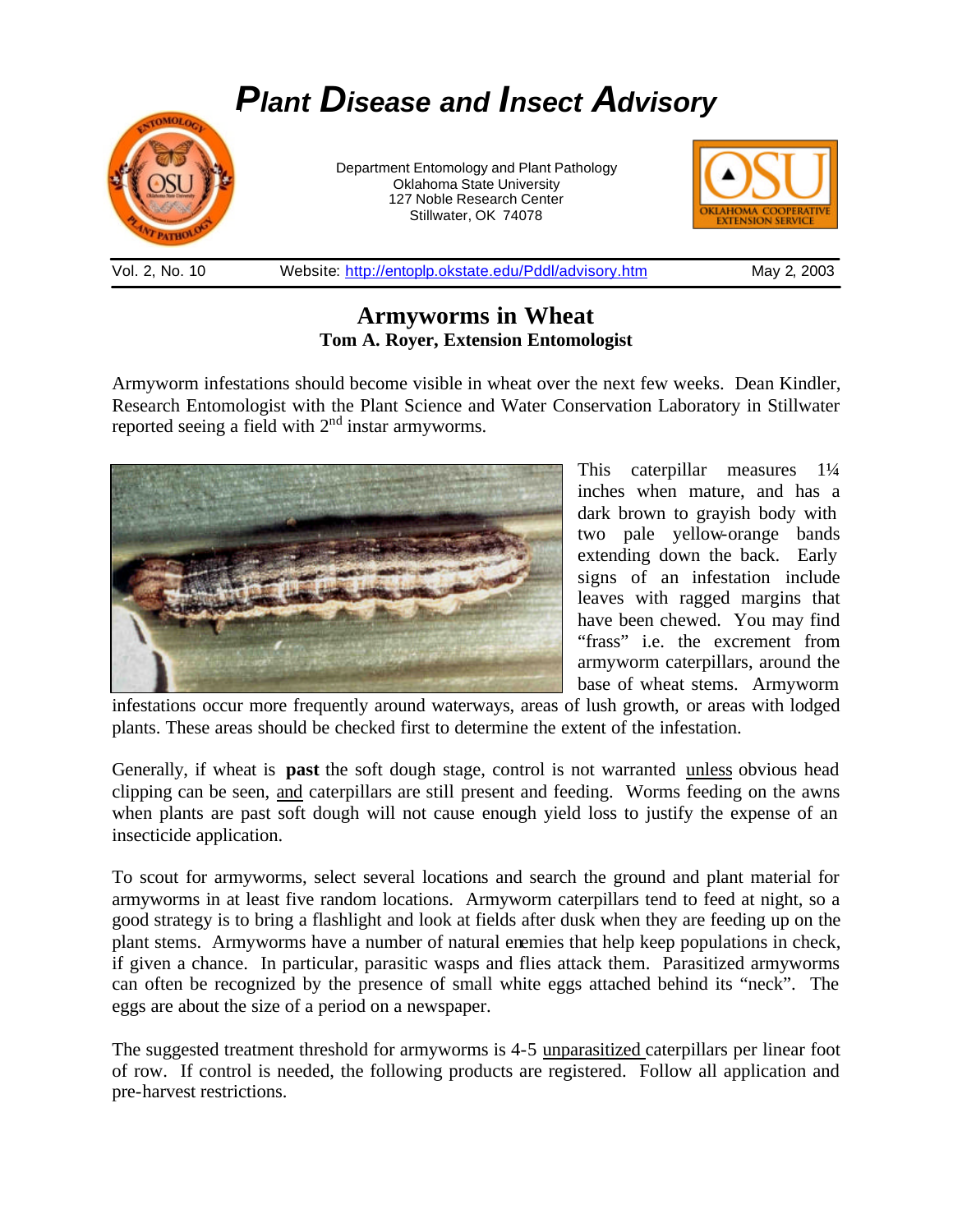# *Plant Disease and Insect Advisory*

Department Entomology and Plant Pathology
Oklahoma State University
127 Noble Research Center
Stillwater, OK 74078

Vol. 2, No. 10 | Website: http://entoplp.okstate.edu/Pddl/advisory.htm | May 2, 2003

## Armyworms in Wheat

**Tom A. Royer, Extension Entomologist**

Armyworm infestations should become visible in wheat over the next few weeks. Dean Kindler, Research Entomologist with the Plant Science and Water Conservation Laboratory in Stillwater reported seeing a field with 2nd instar armyworms.

This caterpillar measures 1¼ inches when mature, and has a dark brown to grayish body with two pale yellow-orange bands extending down the back. Early signs of an infestation include leaves with ragged margins that have been chewed. You may find "frass" i.e. the excrement from armyworm caterpillars, around the base of wheat stems. Armyworm infestations occur more frequently around waterways, areas of lush growth, or areas with lodged plants. These areas should be checked first to determine the extent of the infestation.

Generally, if wheat is **past** the soft dough stage, control is not warranted unless obvious head clipping can be seen, and caterpillars are still present and feeding. Worms feeding on the awns when plants are past soft dough will not cause enough yield loss to justify the expense of an insecticide application.

To scout for armyworms, select several locations and search the ground and plant material for armyworms in at least five random locations. Armyworm caterpillars tend to feed at night, so a good strategy is to bring a flashlight and look at fields after dusk when they are feeding up on the plant stems. Armyworms have a number of natural enemies that help keep populations in check, if given a chance. In particular, parasitic wasps and flies attack them. Parasitized armyworms can often be recognized by the presence of small white eggs attached behind its "neck". The eggs are about the size of a period on a newspaper.

The suggested treatment threshold for armyworms is 4-5 unparasitized caterpillars per linear foot of row. If control is needed, the following products are registered. Follow all application and pre-harvest restrictions.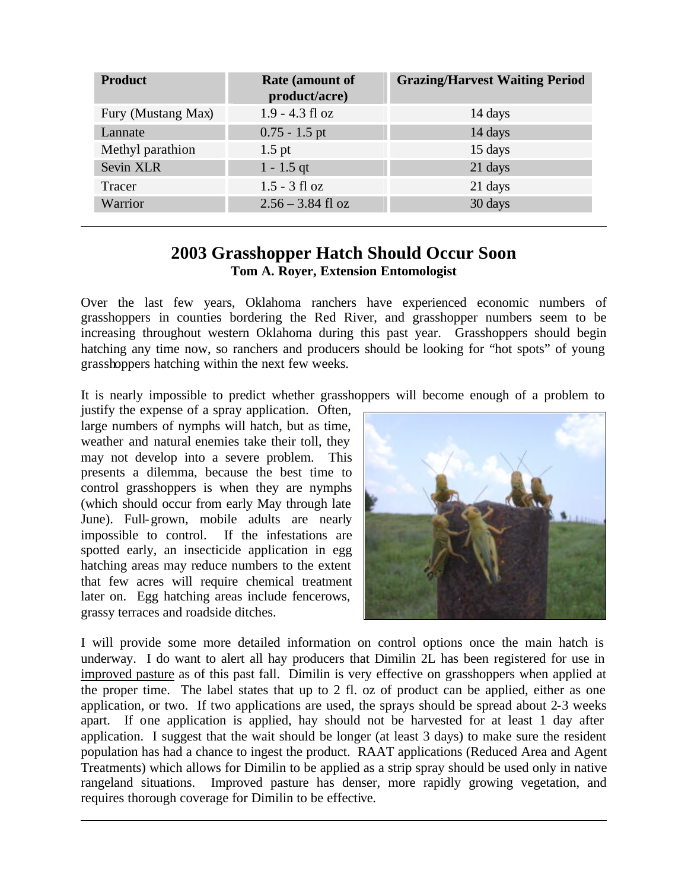| Product | Rate (amount of product/acre) | Grazing/Harvest Waiting Period |
| --- | --- | --- |
| Fury (Mustang Max) | 1.9 - 4.3 fl oz | 14 days |
| Lannate | 0.75 - 1.5 pt | 14 days |
| Methyl parathion | 1.5 pt | 15 days |
| Sevin XLR | 1 - 1.5 qt | 21 days |
| Tracer | 1.5 - 3 fl oz | 21 days |
| Warrior | 2.56 – 3.84 fl oz | 30 days |

## 2003 Grasshopper Hatch Should Occur Soon

**Tom A. Royer, Extension Entomologist**

Over the last few years, Oklahoma ranchers have experienced economic numbers of grasshoppers in counties bordering the Red River, and grasshopper numbers seem to be increasing throughout western Oklahoma during this past year. Grasshoppers should begin hatching any time now, so ranchers and producers should be looking for "hot spots" of young grasshoppers hatching within the next few weeks.

It is nearly impossible to predict whether grasshoppers will become enough of a problem to justify the expense of a spray application. Often, large numbers of nymphs will hatch, but as time, weather and natural enemies take their toll, they may not develop into a severe problem. This presents a dilemma, because the best time to control grasshoppers is when they are nymphs (which should occur from early May through late June). Full-grown, mobile adults are nearly impossible to control. If the infestations are spotted early, an insecticide application in egg hatching areas may reduce numbers to the extent that few acres will require chemical treatment later on. Egg hatching areas include fencerows, grassy terraces and roadside ditches.

I will provide some more detailed information on control options once the main hatch is underway. I do want to alert all hay producers that Dimilin 2L has been registered for use in improved pasture as of this past fall. Dimilin is very effective on grasshoppers when applied at the proper time. The label states that up to 2 fl. oz of product can be applied, either as one application, or two. If two applications are used, the sprays should be spread about 2-3 weeks apart. If one application is applied, hay should not be harvested for at least 1 day after application. I suggest that the wait should be longer (at least 3 days) to make sure the resident population has had a chance to ingest the product. RAAT applications (Reduced Area and Agent Treatments) which allows for Dimilin to be applied as a strip spray should be used only in native rangeland situations. Improved pasture has denser, more rapidly growing vegetation, and requires thorough coverage for Dimilin to be effective.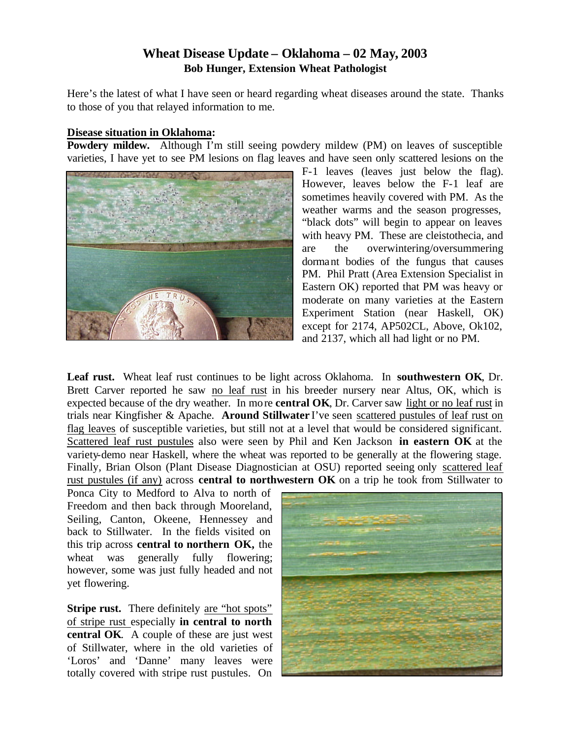# Wheat Disease Update – Oklahoma – 02 May, 2003
**Bob Hunger, Extension Wheat Pathologist**

Here's the latest of what I have seen or heard regarding wheat diseases around the state. Thanks to those of you that relayed information to me.

## Disease situation in Oklahoma:

**Powdery mildew.** Although I'm still seeing powdery mildew (PM) on leaves of susceptible varieties, I have yet to see PM lesions on flag leaves and have seen only scattered lesions on the F-1 leaves (leaves just below the flag). However, leaves below the F-1 leaf are sometimes heavily covered with PM. As the weather warms and the season progresses, "black dots" will begin to appear on leaves with heavy PM. These are cleistothecia, and are the overwintering/oversummering dormant bodies of the fungus that causes PM. Phil Pratt (Area Extension Specialist in Eastern OK) reported that PM was heavy or moderate on many varieties at the Eastern Experiment Station (near Haskell, OK) except for 2174, AP502CL, Above, Ok102, and 2137, which all had light or no PM.

**Leaf rust.** Wheat leaf rust continues to be light across Oklahoma. In **southwestern OK**, Dr. Brett Carver reported he saw no leaf rust in his breeder nursery near Altus, OK, which is expected because of the dry weather. In more **central OK**, Dr. Carver saw light or no leaf rust in trials near Kingfisher & Apache. **Around Stillwater** I've seen scattered pustules of leaf rust on flag leaves of susceptible varieties, but still not at a level that would be considered significant. Scattered leaf rust pustules also were seen by Phil and Ken Jackson **in eastern OK** at the variety-demo near Haskell, where the wheat was reported to be generally at the flowering stage. Finally, Brian Olson (Plant Disease Diagnostician at OSU) reported seeing only scattered leaf rust pustules (if any) across **central to northwestern OK** on a trip he took from Stillwater to Ponca City to Medford to Alva to north of Freedom and then back through Mooreland, Seiling, Canton, Okeene, Hennessey and back to Stillwater. In the fields visited on this trip across **central to northern OK,** the wheat was generally fully flowering; however, some was just fully headed and not yet flowering.

**Stripe rust.** There definitely are "hot spots" of stripe rust especially **in central to north central OK**. A couple of these are just west of Stillwater, where in the old varieties of 'Loros' and 'Danne' many leaves were totally covered with stripe rust pustules. On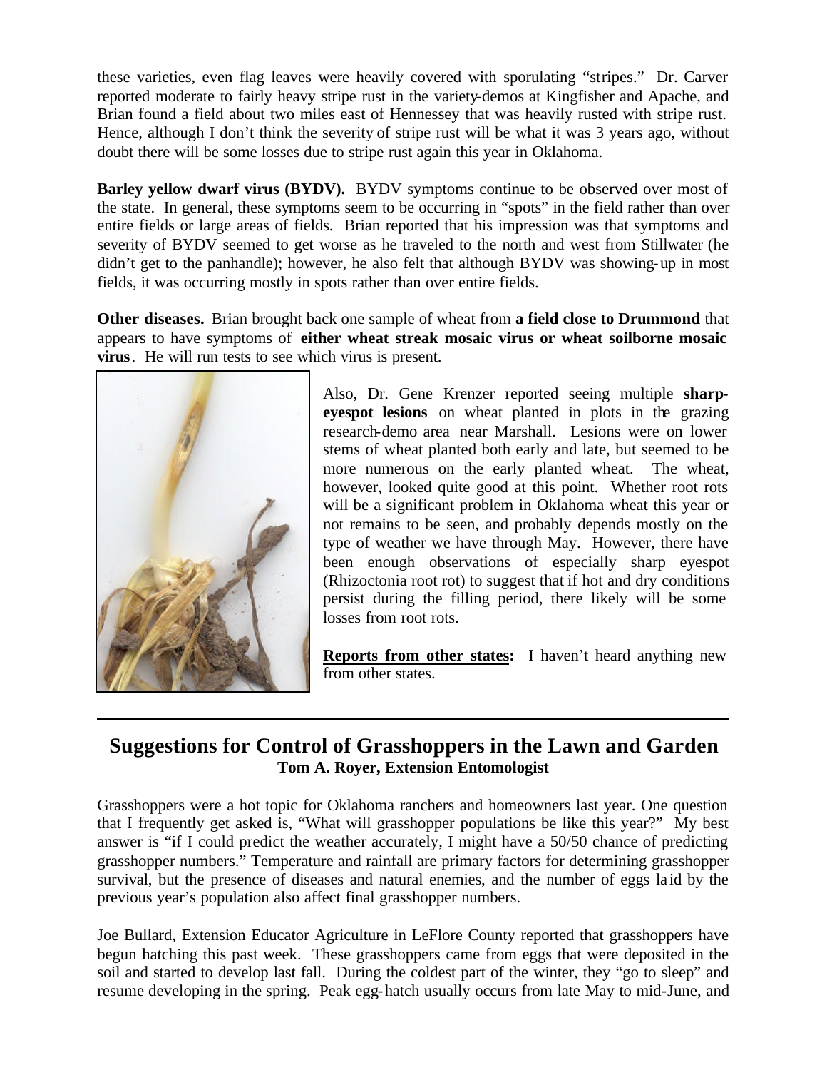these varieties, even flag leaves were heavily covered with sporulating "stripes." Dr. Carver reported moderate to fairly heavy stripe rust in the variety-demos at Kingfisher and Apache, and Brian found a field about two miles east of Hennessey that was heavily rusted with stripe rust. Hence, although I don't think the severity of stripe rust will be what it was 3 years ago, without doubt there will be some losses due to stripe rust again this year in Oklahoma.

**Barley yellow dwarf virus (BYDV).** BYDV symptoms continue to be observed over most of the state. In general, these symptoms seem to be occurring in "spots" in the field rather than over entire fields or large areas of fields. Brian reported that his impression was that symptoms and severity of BYDV seemed to get worse as he traveled to the north and west from Stillwater (he didn't get to the panhandle); however, he also felt that although BYDV was showing-up in most fields, it was occurring mostly in spots rather than over entire fields.

**Other diseases.** Brian brought back one sample of wheat from **a field close to Drummond** that appears to have symptoms of **either wheat streak mosaic virus or wheat soilborne mosaic virus**. He will run tests to see which virus is present.

Also, Dr. Gene Krenzer reported seeing multiple **sharp-eyespot lesions** on wheat planted in plots in the grazing research-demo area near Marshall. Lesions were on lower stems of wheat planted both early and late, but seemed to be more numerous on the early planted wheat. The wheat, however, looked quite good at this point. Whether root rots will be a significant problem in Oklahoma wheat this year or not remains to be seen, and probably depends mostly on the type of weather we have through May. However, there have been enough observations of especially sharp eyespot (Rhizoctonia root rot) to suggest that if hot and dry conditions persist during the filling period, there likely will be some losses from root rots.

**Reports from other states:** I haven't heard anything new from other states.

---

## Suggestions for Control of Grasshoppers in the Lawn and Garden

**Tom A. Royer, Extension Entomologist**

Grasshoppers were a hot topic for Oklahoma ranchers and homeowners last year. One question that I frequently get asked is, "What will grasshopper populations be like this year?" My best answer is "if I could predict the weather accurately, I might have a 50/50 chance of predicting grasshopper numbers." Temperature and rainfall are primary factors for determining grasshopper survival, but the presence of diseases and natural enemies, and the number of eggs laid by the previous year's population also affect final grasshopper numbers.

Joe Bullard, Extension Educator Agriculture in LeFlore County reported that grasshoppers have begun hatching this past week. These grasshoppers came from eggs that were deposited in the soil and started to develop last fall. During the coldest part of the winter, they "go to sleep" and resume developing in the spring. Peak egg-hatch usually occurs from late May to mid-June, and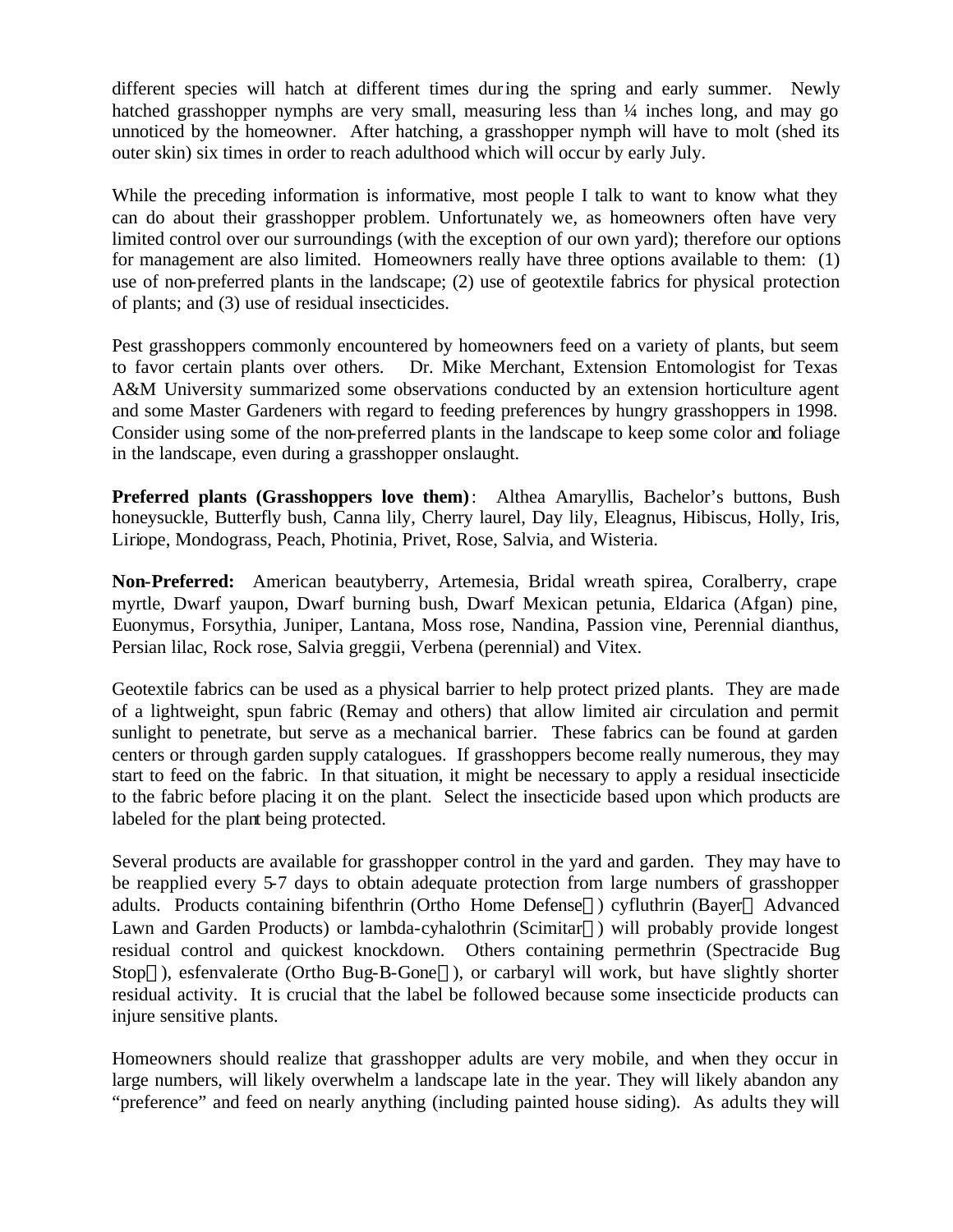different species will hatch at different times during the spring and early summer. Newly hatched grasshopper nymphs are very small, measuring less than ¼ inches long, and may go unnoticed by the homeowner. After hatching, a grasshopper nymph will have to molt (shed its outer skin) six times in order to reach adulthood which will occur by early July.

While the preceding information is informative, most people I talk to want to know what they can do about their grasshopper problem. Unfortunately we, as homeowners often have very limited control over our surroundings (with the exception of our own yard); therefore our options for management are also limited. Homeowners really have three options available to them: (1) use of non-preferred plants in the landscape; (2) use of geotextile fabrics for physical protection of plants; and (3) use of residual insecticides.

Pest grasshoppers commonly encountered by homeowners feed on a variety of plants, but seem to favor certain plants over others. Dr. Mike Merchant, Extension Entomologist for Texas A&M University summarized some observations conducted by an extension horticulture agent and some Master Gardeners with regard to feeding preferences by hungry grasshoppers in 1998. Consider using some of the non-preferred plants in the landscape to keep some color and foliage in the landscape, even during a grasshopper onslaught.

**Preferred plants (Grasshoppers love them)**: Althea Amaryllis, Bachelor's buttons, Bush honeysuckle, Butterfly bush, Canna lily, Cherry laurel, Day lily, Eleagnus, Hibiscus, Holly, Iris, Liriope, Mondograss, Peach, Photinia, Privet, Rose, Salvia, and Wisteria.

**Non-Preferred:** American beautyberry, Artemesia, Bridal wreath spirea, Coralberry, crape myrtle, Dwarf yaupon, Dwarf burning bush, Dwarf Mexican petunia, Eldarica (Afgan) pine, Euonymus, Forsythia, Juniper, Lantana, Moss rose, Nandina, Passion vine, Perennial dianthus, Persian lilac, Rock rose, Salvia greggii, Verbena (perennial) and Vitex.

Geotextile fabrics can be used as a physical barrier to help protect prized plants. They are made of a lightweight, spun fabric (Remay and others) that allow limited air circulation and permit sunlight to penetrate, but serve as a mechanical barrier. These fabrics can be found at garden centers or through garden supply catalogues. If grasshoppers become really numerous, they may start to feed on the fabric. In that situation, it might be necessary to apply a residual insecticide to the fabric before placing it on the plant. Select the insecticide based upon which products are labeled for the plant being protected.

Several products are available for grasshopper control in the yard and garden. They may have to be reapplied every 5-7 days to obtain adequate protection from large numbers of grasshopper adults. Products containing bifenthrin (Ortho Home Defense®) cyfluthrin (Bayer® Advanced Lawn and Garden Products) or lambda-cyhalothrin (Scimitar®) will probably provide longest residual control and quickest knockdown. Others containing permethrin (Spectracide Bug Stop®), esfenvalerate (Ortho Bug-B-Gone®), or carbaryl will work, but have slightly shorter residual activity. It is crucial that the label be followed because some insecticide products can injure sensitive plants.

Homeowners should realize that grasshopper adults are very mobile, and when they occur in large numbers, will likely overwhelm a landscape late in the year. They will likely abandon any "preference" and feed on nearly anything (including painted house siding). As adults they will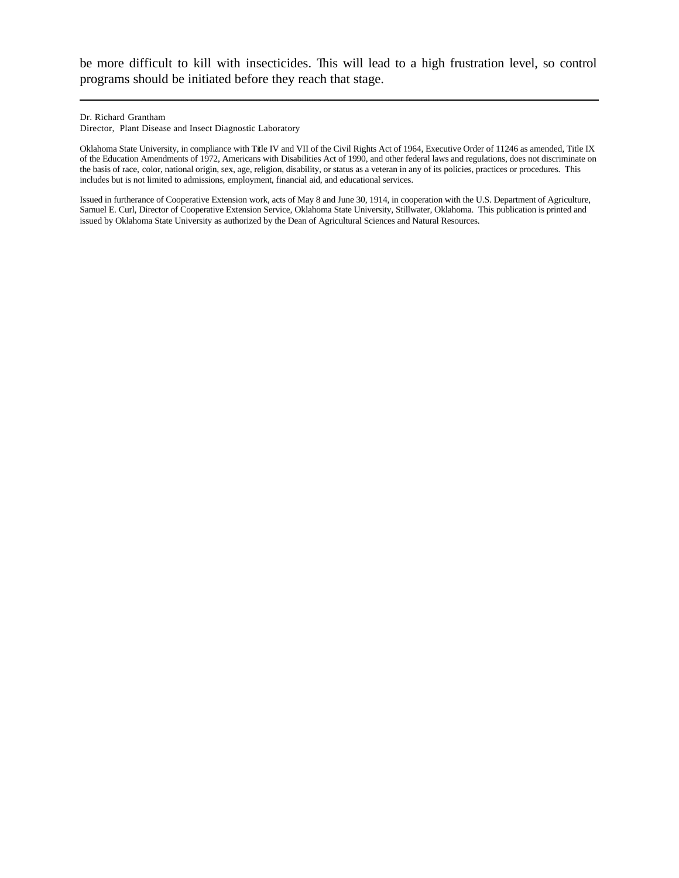be more difficult to kill with insecticides. This will lead to a high frustration level, so control programs should be initiated before they reach that stage.

---

Dr. Richard Grantham
Director, Plant Disease and Insect Diagnostic Laboratory

Oklahoma State University, in compliance with Title IV and VII of the Civil Rights Act of 1964, Executive Order of 11246 as amended, Title IX of the Education Amendments of 1972, Americans with Disabilities Act of 1990, and other federal laws and regulations, does not discriminate on the basis of race, color, national origin, sex, age, religion, disability, or status as a veteran in any of its policies, practices or procedures. This includes but is not limited to admissions, employment, financial aid, and educational services.

Issued in furtherance of Cooperative Extension work, acts of May 8 and June 30, 1914, in cooperation with the U.S. Department of Agriculture, Samuel E. Curl, Director of Cooperative Extension Service, Oklahoma State University, Stillwater, Oklahoma. This publication is printed and issued by Oklahoma State University as authorized by the Dean of Agricultural Sciences and Natural Resources.